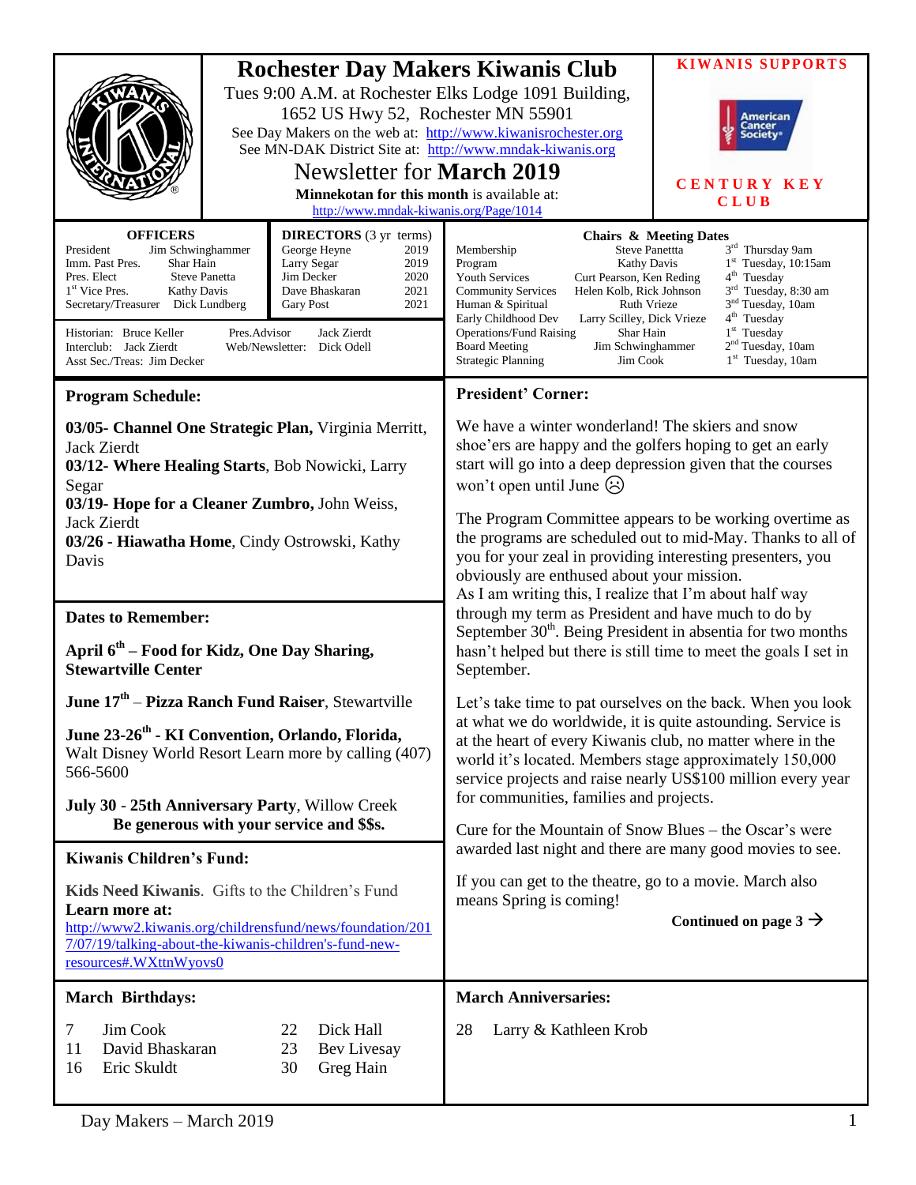# Rochester Day Makers Kiwanis Club

Tues 9:00 A.M. at Rochester Elks Lodge 1091 Building,
1652 US Hwy 52, Rochester MN 55901

See Day Makers on the web at: http://www.kiwanisrochester.org

See MN-DAK District Site at: http://www.mndak-kiwanis.org

## Newsletter for **March 2019**

**Minnekotan for this month** is available at: http://www.mndak-kiwanis.org/Page/1014

**KIWANIS SUPPORTS**

American Cancer Society

**CENTURY KEY CLUB**

**OFFICERS**

| | |
|---|---|
| President | Jim Schwinghammer |
| Imm. Past Pres. | Shar Hain |
| Pres. Elect | Steve Panetta |
| 1st Vice Pres. | Kathy Davis |
| Secretary/Treasurer | Dick Lundberg |

**DIRECTORS** (3 yr terms)

| | |
|---|---|
| George Heyne | 2019 |
| Larry Segar | 2019 |
| Jim Decker | 2020 |
| Dave Bhaskaran | 2021 |
| Gary Post | 2021 |

Historian: Bruce Keller
Interclub: Jack Zierdt
Asst Sec./Treas: Jim Decker
Pres.Advisor: Jack Zierdt
Web/Newsletter: Dick Odell

**Chairs & Meeting Dates**

| | | |
|---|---|---|
| Membership | Steve Panettta | 3rd Thursday 9am |
| Program | Kathy Davis | 1st Tuesday, 10:15am |
| Youth Services | Curt Pearson, Ken Reding | 4th Tuesday |
| Community Services | Helen Kolb, Rick Johnson | 3rd Tuesday, 8:30 am |
| Human & Spiritual | Ruth Vrieze | 3nd Tuesday, 10am |
| Early Childhood Dev | Larry Scilley, Dick Vrieze | 4th Tuesday |
| Operations/Fund Raising | Shar Hain | 1st Tuesday |
| Board Meeting | Jim Schwinghammer | 2nd Tuesday, 10am |
| Strategic Planning | Jim Cook | 1st Tuesday, 10am |

## Program Schedule:

**03/05- Channel One Strategic Plan,** Virginia Merritt, Jack Zierdt
**03/12- Where Healing Starts**, Bob Nowicki, Larry Segar
**03/19- Hope for a Cleaner Zumbro,** John Weiss, Jack Zierdt
**03/26 - Hiawatha Home**, Cindy Ostrowski, Kathy Davis

## Dates to Remember:

**April 6th – Food for Kidz, One Day Sharing, Stewartville Center**

**June 17th – Pizza Ranch Fund Raiser**, Stewartville

**June 23-26th - KI Convention, Orlando, Florida,** Walt Disney World Resort Learn more by calling (407) 566-5600

**July 30 - 25th Anniversary Party**, Willow Creek
**Be generous with your service and $$s.**

## Kiwanis Children's Fund:

**Kids Need Kiwanis**. Gifts to the Children's Fund
**Learn more at:**
http://www2.kiwanis.org/childrensfund/news/foundation/2017/07/19/talking-about-the-kiwanis-children's-fund-new-resources#.WXttnWyovs0

## President' Corner:

We have a winter wonderland! The skiers and snow shoe'ers are happy and the golfers hoping to get an early start will go into a deep depression given that the courses won't open until June ☹

The Program Committee appears to be working overtime as the programs are scheduled out to mid-May. Thanks to all of you for your zeal in providing interesting presenters, you obviously are enthused about your mission.
As I am writing this, I realize that I'm about half way through my term as President and have much to do by September 30th. Being President in absentia for two months hasn't helped but there is still time to meet the goals I set in September.

Let's take time to pat ourselves on the back. When you look at what we do worldwide, it is quite astounding. Service is at the heart of every Kiwanis club, no matter where in the world it's located. Members stage approximately 150,000 service projects and raise nearly US$100 million every year for communities, families and projects.

Cure for the Mountain of Snow Blues – the Oscar's were awarded last night and there are many good movies to see.

If you can get to the theatre, go to a movie. March also means Spring is coming!

**Continued on page 3 →**

## March Birthdays:

| | |
|---|---|
| 7 | Jim Cook |
| 11 | David Bhaskaran |
| 16 | Eric Skuldt |
| 22 | Dick Hall |
| 23 | Bev Livesay |
| 30 | Greg Hain |

## March Anniversaries:

28 Larry & Kathleen Krob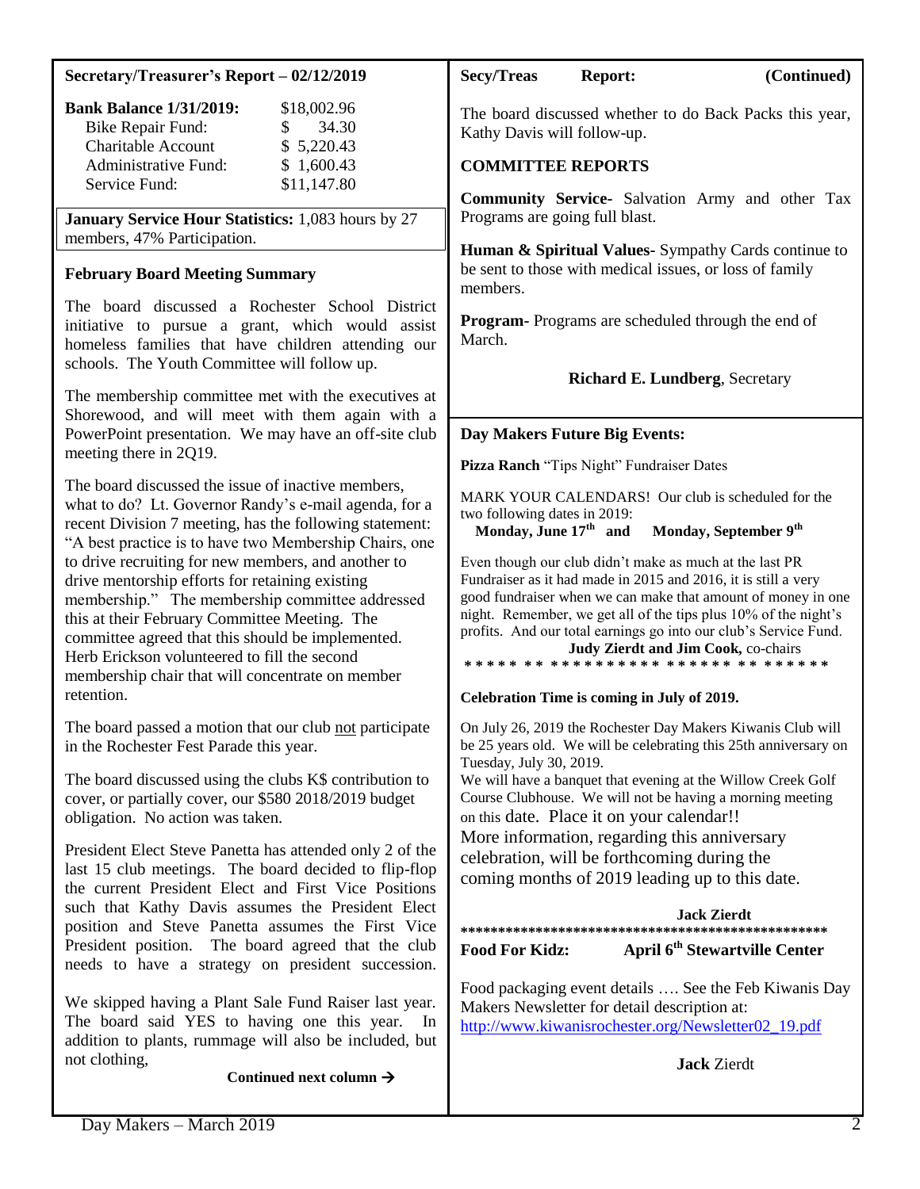## Secretary/Treasurer's Report – 02/12/2019

| **Bank Balance 1/31/2019:** | $18,002.96 |
|---|---|
| Bike Repair Fund: | $ 34.30 |
| Charitable Account | $ 5,220.43 |
| Administrative Fund: | $ 1,600.43 |
| Service Fund: | $11,147.80 |

**January Service Hour Statistics:** 1,083 hours by 27 members, 47% Participation.

### February Board Meeting Summary

The board discussed a Rochester School District initiative to pursue a grant, which would assist homeless families that have children attending our schools. The Youth Committee will follow up.

The membership committee met with the executives at Shorewood, and will meet with them again with a PowerPoint presentation. We may have an off-site club meeting there in 2Q19.

The board discussed the issue of inactive members, what to do? Lt. Governor Randy's e-mail agenda, for a recent Division 7 meeting, has the following statement: "A best practice is to have two Membership Chairs, one to drive recruiting for new members, and another to drive mentorship efforts for retaining existing membership." The membership committee addressed this at their February Committee Meeting. The committee agreed that this should be implemented. Herb Erickson volunteered to fill the second membership chair that will concentrate on member retention.

The board passed a motion that our club not participate in the Rochester Fest Parade this year.

The board discussed using the clubs K$ contribution to cover, or partially cover, our $580 2018/2019 budget obligation. No action was taken.

President Elect Steve Panetta has attended only 2 of the last 15 club meetings. The board decided to flip-flop the current President Elect and First Vice Positions such that Kathy Davis assumes the President Elect position and Steve Panetta assumes the First Vice President position. The board agreed that the club needs to have a strategy on president succession.

We skipped having a Plant Sale Fund Raiser last year. The board said YES to having one this year. In addition to plants, rummage will also be included, but not clothing,

**Continued next column →**

**Secy/Treas Report: (Continued)**

The board discussed whether to do Back Packs this year, Kathy Davis will follow-up.

### COMMITTEE REPORTS

**Community Service-** Salvation Army and other Tax Programs are going full blast.

**Human & Spiritual Values-** Sympathy Cards continue to be sent to those with medical issues, or loss of family members.

**Program-** Programs are scheduled through the end of March.

**Richard E. Lundberg**, Secretary

## Day Makers Future Big Events:

**Pizza Ranch** "Tips Night" Fundraiser Dates

MARK YOUR CALENDARS! Our club is scheduled for the two following dates in 2019:

**Monday, June 17th and Monday, September 9th**

Even though our club didn't make as much at the last PR Fundraiser as it had made in 2015 and 2016, it is still a very good fundraiser when we can make that amount of money in one night. Remember, we get all of the tips plus 10% of the night's profits. And our total earnings go into our club's Service Fund.

**Judy Zierdt and Jim Cook,** co-chairs

***** ** ********** ****** ** ******

**Celebration Time is coming in July of 2019.**

On July 26, 2019 the Rochester Day Makers Kiwanis Club will be 25 years old. We will be celebrating this 25th anniversary on Tuesday, July 30, 2019.
We will have a banquet that evening at the Willow Creek Golf Course Clubhouse. We will not be having a morning meeting on this date. Place it on your calendar!!
More information, regarding this anniversary celebration, will be forthcoming during the coming months of 2019 leading up to this date.

**Jack Zierdt**

**************************************************

**Food For Kidz: April 6th Stewartville Center**

Food packaging event details …. See the Feb Kiwanis Day Makers Newsletter for detail description at:
http://www.kiwanisrochester.org/Newsletter02_19.pdf

**Jack** Zierdt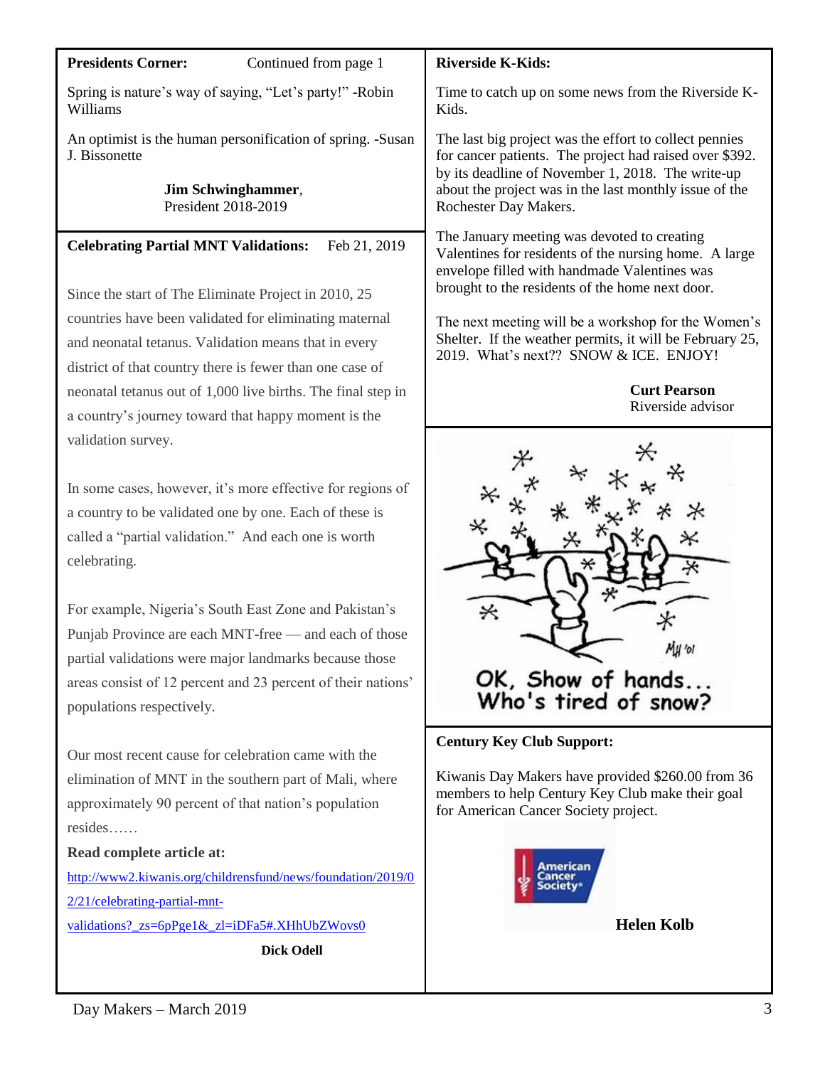**Presidents Corner:** Continued from page 1

Spring is nature's way of saying, "Let's party!" -Robin Williams

An optimist is the human personification of spring. -Susan J. Bissonette

**Jim Schwinghammer**,
President 2018-2019

**Celebrating Partial MNT Validations:** Feb 21, 2019

Since the start of The Eliminate Project in 2010, 25 countries have been validated for eliminating maternal and neonatal tetanus. Validation means that in every district of that country there is fewer than one case of neonatal tetanus out of 1,000 live births. The final step in a country's journey toward that happy moment is the validation survey.

In some cases, however, it's more effective for regions of a country to be validated one by one. Each of these is called a "partial validation." And each one is worth celebrating.

For example, Nigeria's South East Zone and Pakistan's Punjab Province are each MNT-free — and each of those partial validations were major landmarks because those areas consist of 12 percent and 23 percent of their nations' populations respectively.

Our most recent cause for celebration came with the elimination of MNT in the southern part of Mali, where approximately 90 percent of that nation's population resides……

**Read complete article at:**

http://www2.kiwanis.org/childrensfund/news/foundation/2019/02/21/celebrating-partial-mnt-validations?_zs=6pPge1&_zl=iDFa5#.XHhUbZWovs0

**Dick Odell**

**Riverside K-Kids:**

Time to catch up on some news from the Riverside K-Kids.

The last big project was the effort to collect pennies for cancer patients. The project had raised over $392. by its deadline of November 1, 2018. The write-up about the project was in the last monthly issue of the Rochester Day Makers.

The January meeting was devoted to creating Valentines for residents of the nursing home. A large envelope filled with handmade Valentines was brought to the residents of the home next door.

The next meeting will be a workshop for the Women's Shelter. If the weather permits, it will be February 25, 2019. What's next?? SNOW & ICE. ENJOY!

**Curt Pearson**
Riverside advisor

OK, Show of hands... Who's tired of snow?

**Century Key Club Support:**

Kiwanis Day Makers have provided $260.00 from 36 members to help Century Key Club make their goal for American Cancer Society project.

**Helen Kolb**